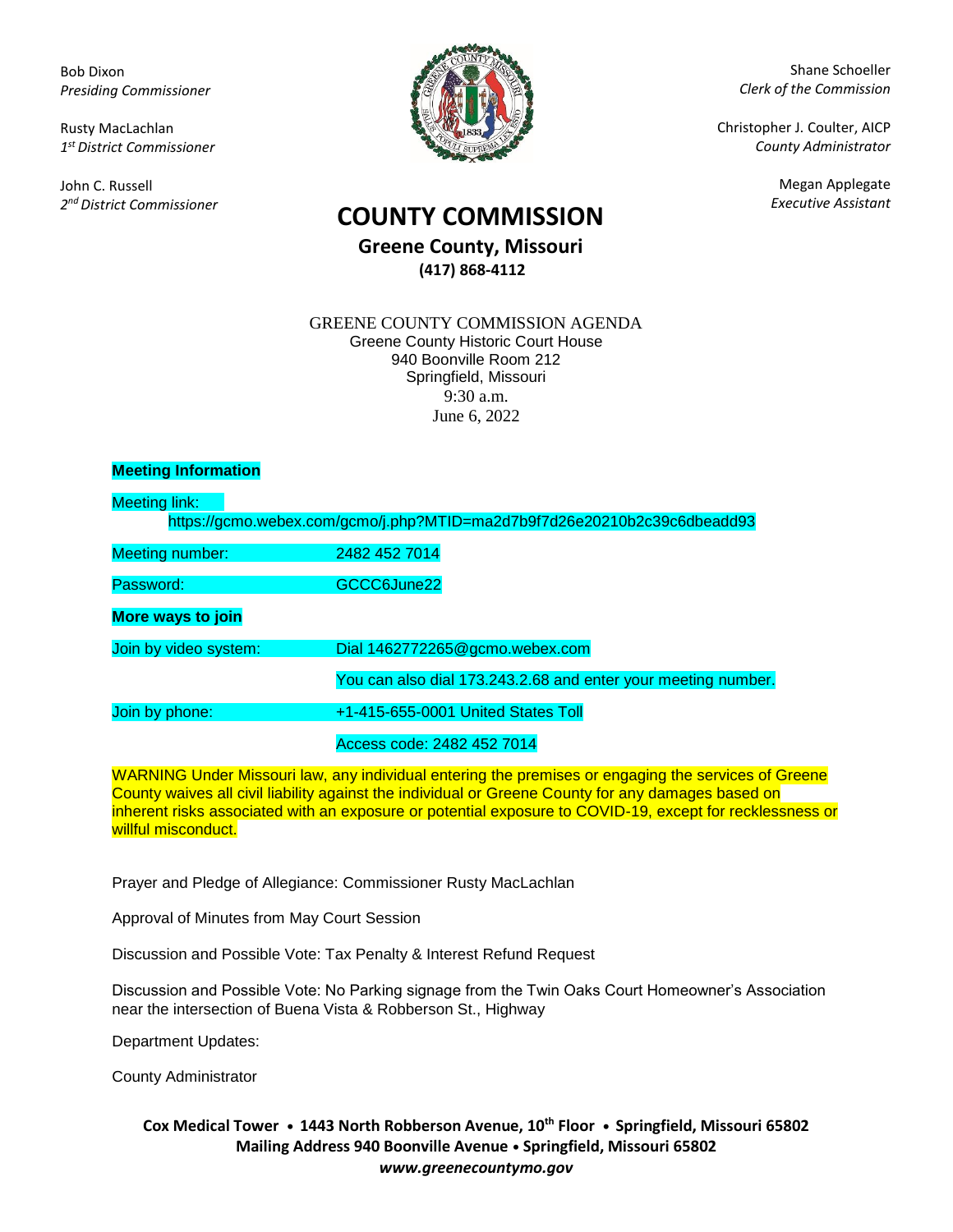Bob Dixon
*Presiding Commissioner*

Rusty MacLachlan
*1st District Commissioner*

John C. Russell
*2nd District Commissioner*

Shane Schoeller
*Clerk of the Commission*

Christopher J. Coulter, AICP
*County Administrator*

Megan Applegate
*Executive Assistant*

# COUNTY COMMISSION

## Greene County, Missouri

**(417) 868-4112**

GREENE COUNTY COMMISSION AGENDA
Greene County Historic Court House
940 Boonville Room 212
Springfield, Missouri
9:30 a.m.
June 6, 2022

**Meeting Information**

Meeting link:
https://gcmo.webex.com/gcmo/j.php?MTID=ma2d7b9f7d26e20210b2c39c6dbeadd93

Meeting number: 2482 452 7014

Password: GCCC6June22

**More ways to join**

Join by video system: Dial 1462772265@gcmo.webex.com

You can also dial 173.243.2.68 and enter your meeting number.

Join by phone: +1-415-655-0001 United States Toll

Access code: 2482 452 7014

WARNING Under Missouri law, any individual entering the premises or engaging the services of Greene County waives all civil liability against the individual or Greene County for any damages based on inherent risks associated with an exposure or potential exposure to COVID-19, except for recklessness or willful misconduct.

Prayer and Pledge of Allegiance: Commissioner Rusty MacLachlan

Approval of Minutes from May Court Session

Discussion and Possible Vote: Tax Penalty & Interest Refund Request

Discussion and Possible Vote: No Parking signage from the Twin Oaks Court Homeowner's Association near the intersection of Buena Vista & Robberson St., Highway

Department Updates:

County Administrator

**Cox Medical Tower • 1443 North Robberson Avenue, 10th Floor • Springfield, Missouri 65802**
**Mailing Address 940 Boonville Avenue • Springfield, Missouri 65802**
***www.greenecountymo.gov***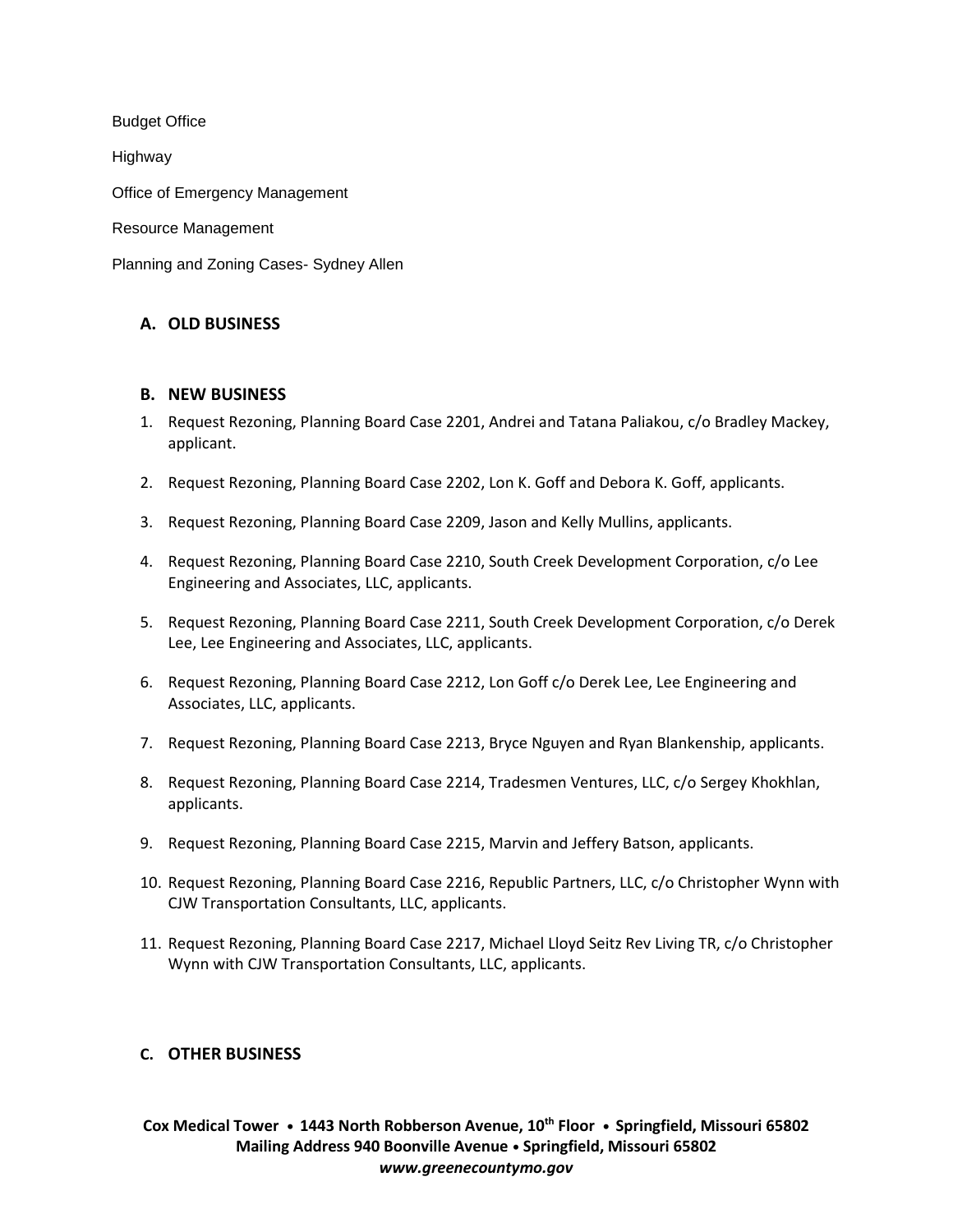Budget Office

Highway

Office of Emergency Management

Resource Management

Planning and Zoning Cases- Sydney Allen

## A. OLD BUSINESS

## B. NEW BUSINESS

1. Request Rezoning, Planning Board Case 2201, Andrei and Tatana Paliakou, c/o Bradley Mackey, applicant.
2. Request Rezoning, Planning Board Case 2202, Lon K. Goff and Debora K. Goff, applicants.
3. Request Rezoning, Planning Board Case 2209, Jason and Kelly Mullins, applicants.
4. Request Rezoning, Planning Board Case 2210, South Creek Development Corporation, c/o Lee Engineering and Associates, LLC, applicants.
5. Request Rezoning, Planning Board Case 2211, South Creek Development Corporation, c/o Derek Lee, Lee Engineering and Associates, LLC, applicants.
6. Request Rezoning, Planning Board Case 2212, Lon Goff c/o Derek Lee, Lee Engineering and Associates, LLC, applicants.
7. Request Rezoning, Planning Board Case 2213, Bryce Nguyen and Ryan Blankenship, applicants.
8. Request Rezoning, Planning Board Case 2214, Tradesmen Ventures, LLC, c/o Sergey Khokhlan, applicants.
9. Request Rezoning, Planning Board Case 2215, Marvin and Jeffery Batson, applicants.
10. Request Rezoning, Planning Board Case 2216, Republic Partners, LLC, c/o Christopher Wynn with CJW Transportation Consultants, LLC, applicants.
11. Request Rezoning, Planning Board Case 2217, Michael Lloyd Seitz Rev Living TR, c/o Christopher Wynn with CJW Transportation Consultants, LLC, applicants.

## C. OTHER BUSINESS

**Cox Medical Tower • 1443 North Robberson Avenue, 10th Floor • Springfield, Missouri 65802**
**Mailing Address 940 Boonville Avenue • Springfield, Missouri 65802**
***www.greenecountymo.gov***